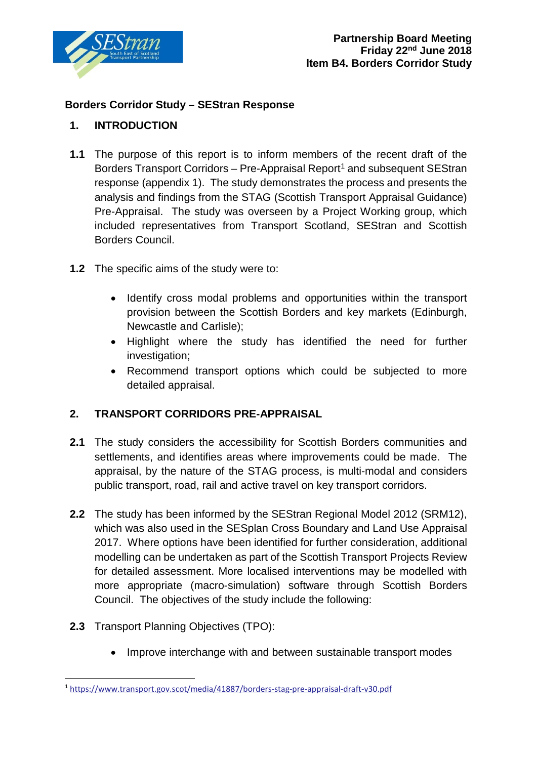**Partnership Board Meeting**
**Friday 22nd June 2018**
**Item B4. Borders Corridor Study**

## Borders Corridor Study – SEStran Response

### 1. INTRODUCTION

**1.1** The purpose of this report is to inform members of the recent draft of the Borders Transport Corridors – Pre-Appraisal Report[1] and subsequent SEStran response (appendix 1). The study demonstrates the process and presents the analysis and findings from the STAG (Scottish Transport Appraisal Guidance) Pre-Appraisal. The study was overseen by a Project Working group, which included representatives from Transport Scotland, SEStran and Scottish Borders Council.

**1.2** The specific aims of the study were to:

- Identify cross modal problems and opportunities within the transport provision between the Scottish Borders and key markets (Edinburgh, Newcastle and Carlisle);
- Highlight where the study has identified the need for further investigation;
- Recommend transport options which could be subjected to more detailed appraisal.

### 2. TRANSPORT CORRIDORS PRE-APPRAISAL

**2.1** The study considers the accessibility for Scottish Borders communities and settlements, and identifies areas where improvements could be made. The appraisal, by the nature of the STAG process, is multi-modal and considers public transport, road, rail and active travel on key transport corridors.

**2.2** The study has been informed by the SEStran Regional Model 2012 (SRM12), which was also used in the SESplan Cross Boundary and Land Use Appraisal 2017. Where options have been identified for further consideration, additional modelling can be undertaken as part of the Scottish Transport Projects Review for detailed assessment. More localised interventions may be modelled with more appropriate (macro-simulation) software through Scottish Borders Council. The objectives of the study include the following:

**2.3** Transport Planning Objectives (TPO):

- Improve interchange with and between sustainable transport modes

---

[1] https://www.transport.gov.scot/media/41887/borders-stag-pre-appraisal-draft-v30.pdf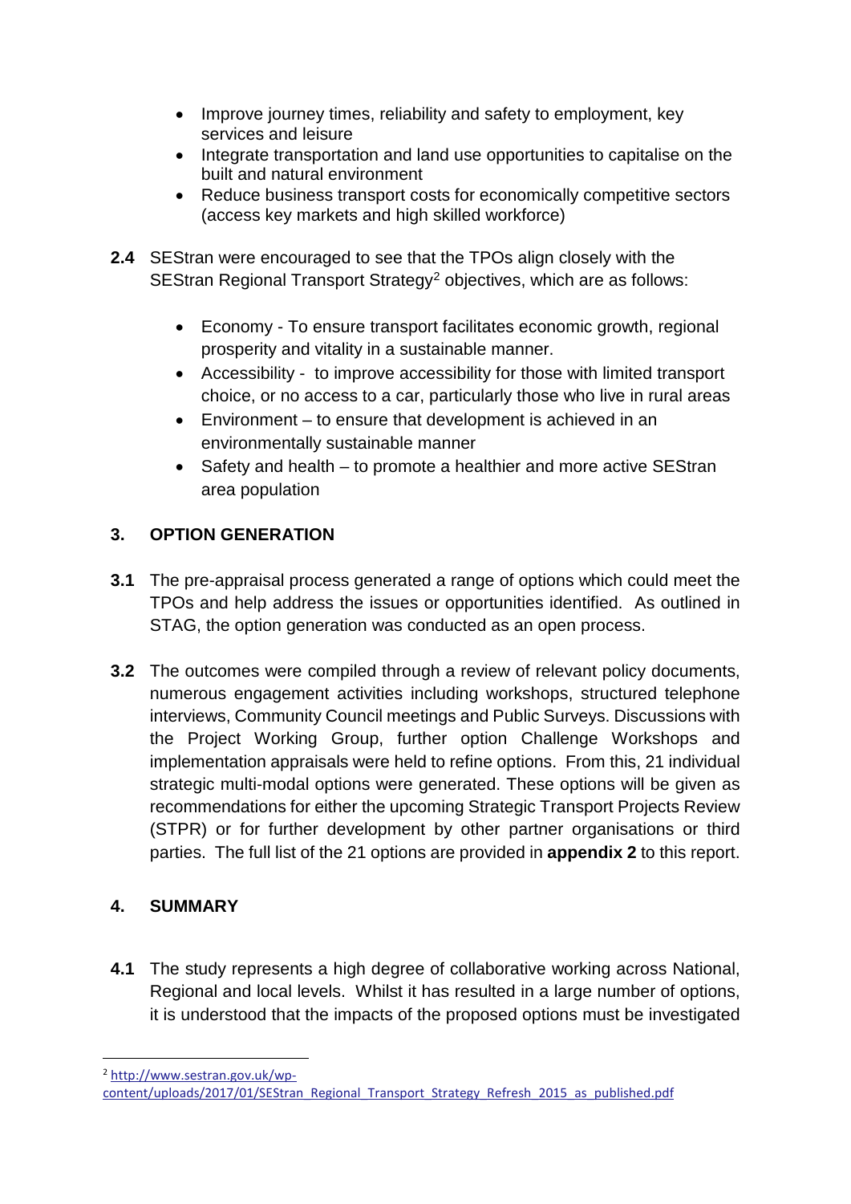- Improve journey times, reliability and safety to employment, key services and leisure
- Integrate transportation and land use opportunities to capitalise on the built and natural environment
- Reduce business transport costs for economically competitive sectors (access key markets and high skilled workforce)

**2.4** SEStran were encouraged to see that the TPOs align closely with the SEStran Regional Transport Strategy[2] objectives, which are as follows:

- Economy - To ensure transport facilitates economic growth, regional prosperity and vitality in a sustainable manner.
- Accessibility - to improve accessibility for those with limited transport choice, or no access to a car, particularly those who live in rural areas
- Environment – to ensure that development is achieved in an environmentally sustainable manner
- Safety and health – to promote a healthier and more active SEStran area population

## 3. OPTION GENERATION

**3.1** The pre-appraisal process generated a range of options which could meet the TPOs and help address the issues or opportunities identified. As outlined in STAG, the option generation was conducted as an open process.

**3.2** The outcomes were compiled through a review of relevant policy documents, numerous engagement activities including workshops, structured telephone interviews, Community Council meetings and Public Surveys. Discussions with the Project Working Group, further option Challenge Workshops and implementation appraisals were held to refine options. From this, 21 individual strategic multi-modal options were generated. These options will be given as recommendations for either the upcoming Strategic Transport Projects Review (STPR) or for further development by other partner organisations or third parties. The full list of the 21 options are provided in **appendix 2** to this report.

## 4. SUMMARY

**4.1** The study represents a high degree of collaborative working across National, Regional and local levels. Whilst it has resulted in a large number of options, it is understood that the impacts of the proposed options must be investigated

---

[2] http://www.sestran.gov.uk/wp-content/uploads/2017/01/SEStran_Regional_Transport_Strategy_Refresh_2015_as_published.pdf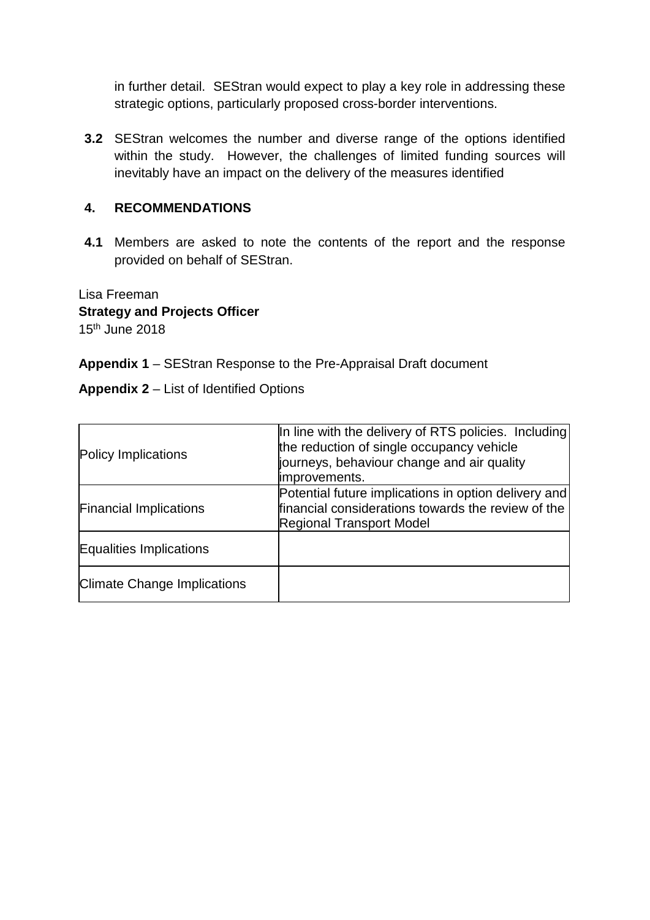in further detail. SEStran would expect to play a key role in addressing these strategic options, particularly proposed cross-border interventions.

**3.2** SEStran welcomes the number and diverse range of the options identified within the study. However, the challenges of limited funding sources will inevitably have an impact on the delivery of the measures identified

## 4. RECOMMENDATIONS

**4.1** Members are asked to note the contents of the report and the response provided on behalf of SEStran.

Lisa Freeman
**Strategy and Projects Officer**
15th June 2018

**Appendix 1** – SEStran Response to the Pre-Appraisal Draft document

**Appendix 2** – List of Identified Options

| | |
|---|---|
| Policy Implications | In line with the delivery of RTS policies. Including the reduction of single occupancy vehicle journeys, behaviour change and air quality improvements. |
| Financial Implications | Potential future implications in option delivery and financial considerations towards the review of the Regional Transport Model |
| Equalities Implications | |
| Climate Change Implications | |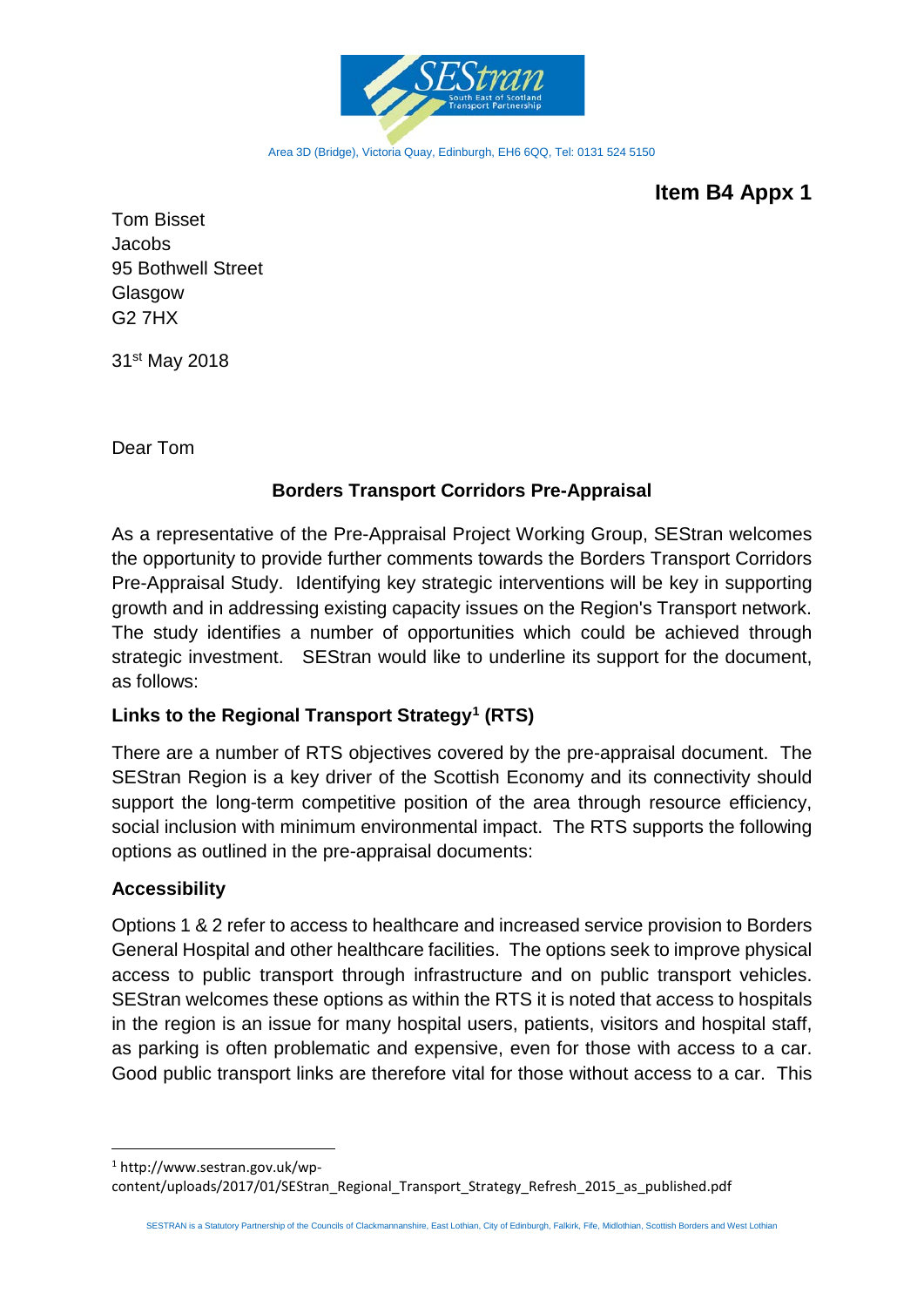Area 3D (Bridge), Victoria Quay, Edinburgh, EH6 6QQ, Tel: 0131 524 5150

**Item B4 Appx 1**

Tom Bisset
Jacobs
95 Bothwell Street
Glasgow
G2 7HX

31st May 2018

Dear Tom

**Borders Transport Corridors Pre-Appraisal**

As a representative of the Pre-Appraisal Project Working Group, SEStran welcomes the opportunity to provide further comments towards the Borders Transport Corridors Pre-Appraisal Study. Identifying key strategic interventions will be key in supporting growth and in addressing existing capacity issues on the Region's Transport network. The study identifies a number of opportunities which could be achieved through strategic investment. SEStran would like to underline its support for the document, as follows:

**Links to the Regional Transport Strategy[1] (RTS)**

There are a number of RTS objectives covered by the pre-appraisal document. The SEStran Region is a key driver of the Scottish Economy and its connectivity should support the long-term competitive position of the area through resource efficiency, social inclusion with minimum environmental impact. The RTS supports the following options as outlined in the pre-appraisal documents:

**Accessibility**

Options 1 & 2 refer to access to healthcare and increased service provision to Borders General Hospital and other healthcare facilities. The options seek to improve physical access to public transport through infrastructure and on public transport vehicles. SEStran welcomes these options as within the RTS it is noted that access to hospitals in the region is an issue for many hospital users, patients, visitors and hospital staff, as parking is often problematic and expensive, even for those with access to a car. Good public transport links are therefore vital for those without access to a car. This

[1] http://www.sestran.gov.uk/wp-content/uploads/2017/01/SEStran_Regional_Transport_Strategy_Refresh_2015_as_published.pdf

SESTRAN is a Statutory Partnership of the Councils of Clackmannanshire, East Lothian, City of Edinburgh, Falkirk, Fife, Midlothian, Scottish Borders and West Lothian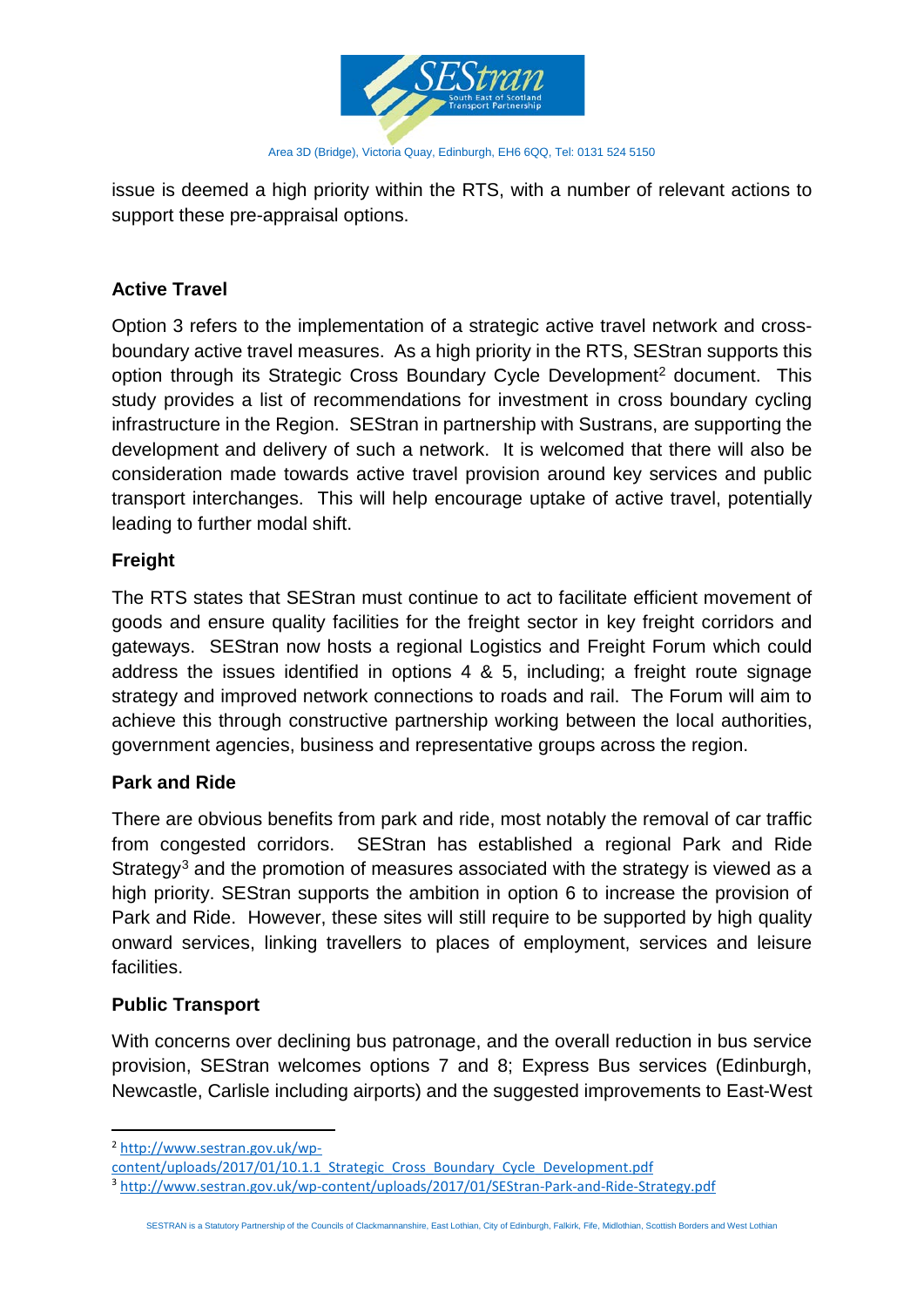issue is deemed a high priority within the RTS, with a number of relevant actions to support these pre-appraisal options.

**Active Travel**

Option 3 refers to the implementation of a strategic active travel network and cross-boundary active travel measures. As a high priority in the RTS, SEStran supports this option through its Strategic Cross Boundary Cycle Development[2] document. This study provides a list of recommendations for investment in cross boundary cycling infrastructure in the Region. SEStran in partnership with Sustrans, are supporting the development and delivery of such a network. It is welcomed that there will also be consideration made towards active travel provision around key services and public transport interchanges. This will help encourage uptake of active travel, potentially leading to further modal shift.

**Freight**

The RTS states that SEStran must continue to act to facilitate efficient movement of goods and ensure quality facilities for the freight sector in key freight corridors and gateways. SEStran now hosts a regional Logistics and Freight Forum which could address the issues identified in options 4 & 5, including; a freight route signage strategy and improved network connections to roads and rail. The Forum will aim to achieve this through constructive partnership working between the local authorities, government agencies, business and representative groups across the region.

**Park and Ride**

There are obvious benefits from park and ride, most notably the removal of car traffic from congested corridors. SEStran has established a regional Park and Ride Strategy[3] and the promotion of measures associated with the strategy is viewed as a high priority. SEStran supports the ambition in option 6 to increase the provision of Park and Ride. However, these sites will still require to be supported by high quality onward services, linking travellers to places of employment, services and leisure facilities.

**Public Transport**

With concerns over declining bus patronage, and the overall reduction in bus service provision, SEStran welcomes options 7 and 8; Express Bus services (Edinburgh, Newcastle, Carlisle including airports) and the suggested improvements to East-West

---

[2] http://www.sestran.gov.uk/wp-content/uploads/2017/01/10.1.1_Strategic_Cross_Boundary_Cycle_Development.pdf

[3] http://www.sestran.gov.uk/wp-content/uploads/2017/01/SEStran-Park-and-Ride-Strategy.pdf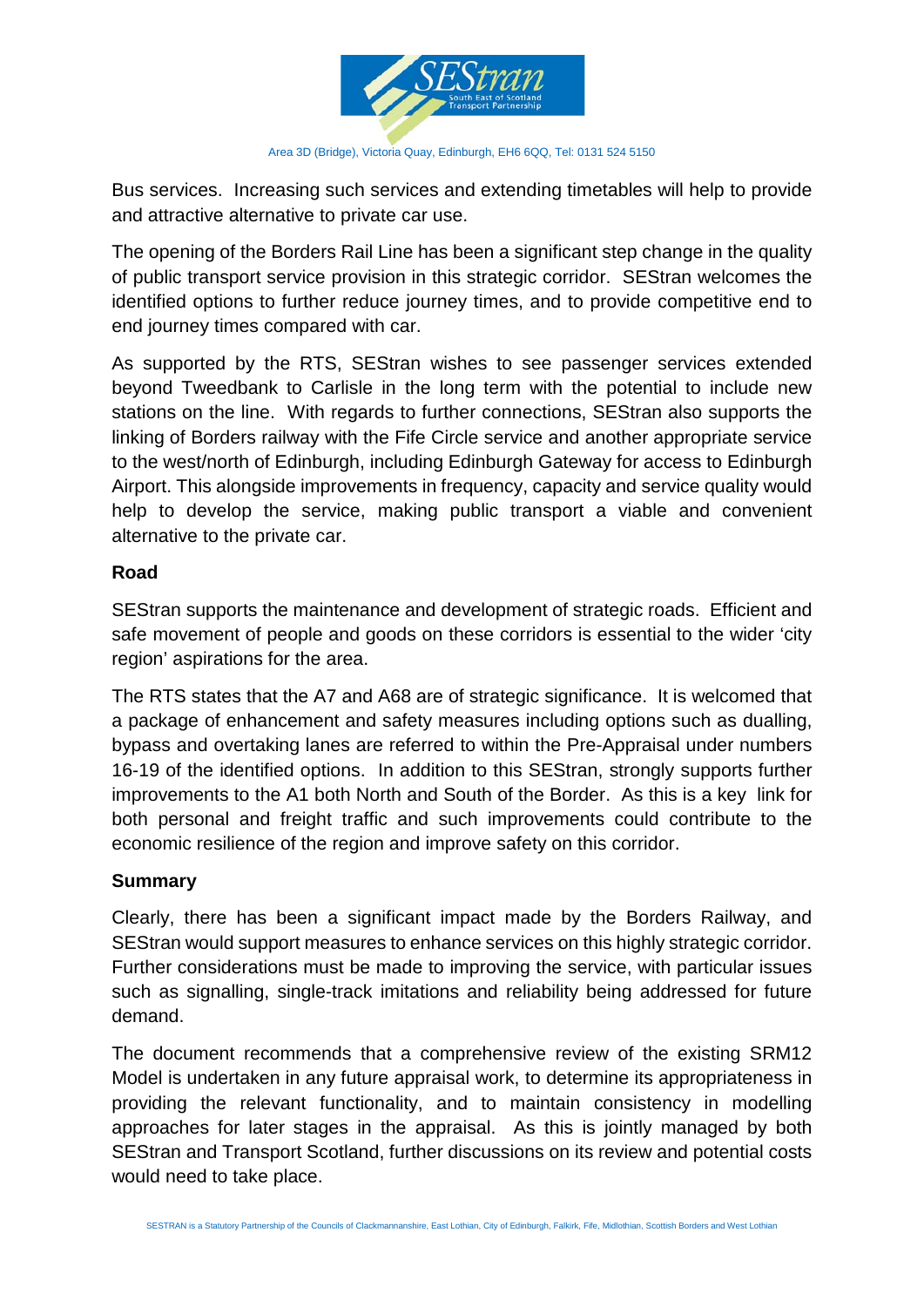Bus services. Increasing such services and extending timetables will help to provide and attractive alternative to private car use.

The opening of the Borders Rail Line has been a significant step change in the quality of public transport service provision in this strategic corridor. SEStran welcomes the identified options to further reduce journey times, and to provide competitive end to end journey times compared with car.

As supported by the RTS, SEStran wishes to see passenger services extended beyond Tweedbank to Carlisle in the long term with the potential to include new stations on the line. With regards to further connections, SEStran also supports the linking of Borders railway with the Fife Circle service and another appropriate service to the west/north of Edinburgh, including Edinburgh Gateway for access to Edinburgh Airport. This alongside improvements in frequency, capacity and service quality would help to develop the service, making public transport a viable and convenient alternative to the private car.

**Road**

SEStran supports the maintenance and development of strategic roads. Efficient and safe movement of people and goods on these corridors is essential to the wider 'city region' aspirations for the area.

The RTS states that the A7 and A68 are of strategic significance. It is welcomed that a package of enhancement and safety measures including options such as dualling, bypass and overtaking lanes are referred to within the Pre-Appraisal under numbers 16-19 of the identified options. In addition to this SEStran, strongly supports further improvements to the A1 both North and South of the Border. As this is a key link for both personal and freight traffic and such improvements could contribute to the economic resilience of the region and improve safety on this corridor.

**Summary**

Clearly, there has been a significant impact made by the Borders Railway, and SEStran would support measures to enhance services on this highly strategic corridor. Further considerations must be made to improving the service, with particular issues such as signalling, single-track imitations and reliability being addressed for future demand.

The document recommends that a comprehensive review of the existing SRM12 Model is undertaken in any future appraisal work, to determine its appropriateness in providing the relevant functionality, and to maintain consistency in modelling approaches for later stages in the appraisal. As this is jointly managed by both SEStran and Transport Scotland, further discussions on its review and potential costs would need to take place.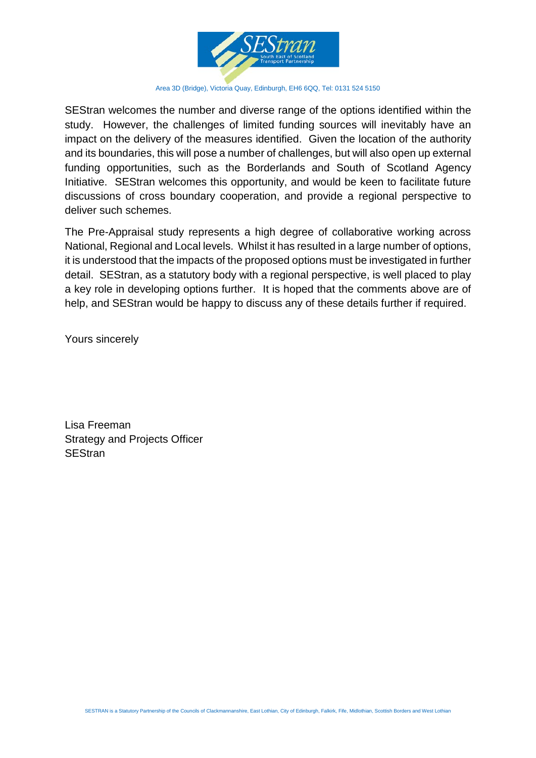SEStran welcomes the number and diverse range of the options identified within the study. However, the challenges of limited funding sources will inevitably have an impact on the delivery of the measures identified. Given the location of the authority and its boundaries, this will pose a number of challenges, but will also open up external funding opportunities, such as the Borderlands and South of Scotland Agency Initiative. SEStran welcomes this opportunity, and would be keen to facilitate future discussions of cross boundary cooperation, and provide a regional perspective to deliver such schemes.

The Pre-Appraisal study represents a high degree of collaborative working across National, Regional and Local levels. Whilst it has resulted in a large number of options, it is understood that the impacts of the proposed options must be investigated in further detail. SEStran, as a statutory body with a regional perspective, is well placed to play a key role in developing options further. It is hoped that the comments above are of help, and SEStran would be happy to discuss any of these details further if required.

Yours sincerely

Lisa Freeman
Strategy and Projects Officer
SEStran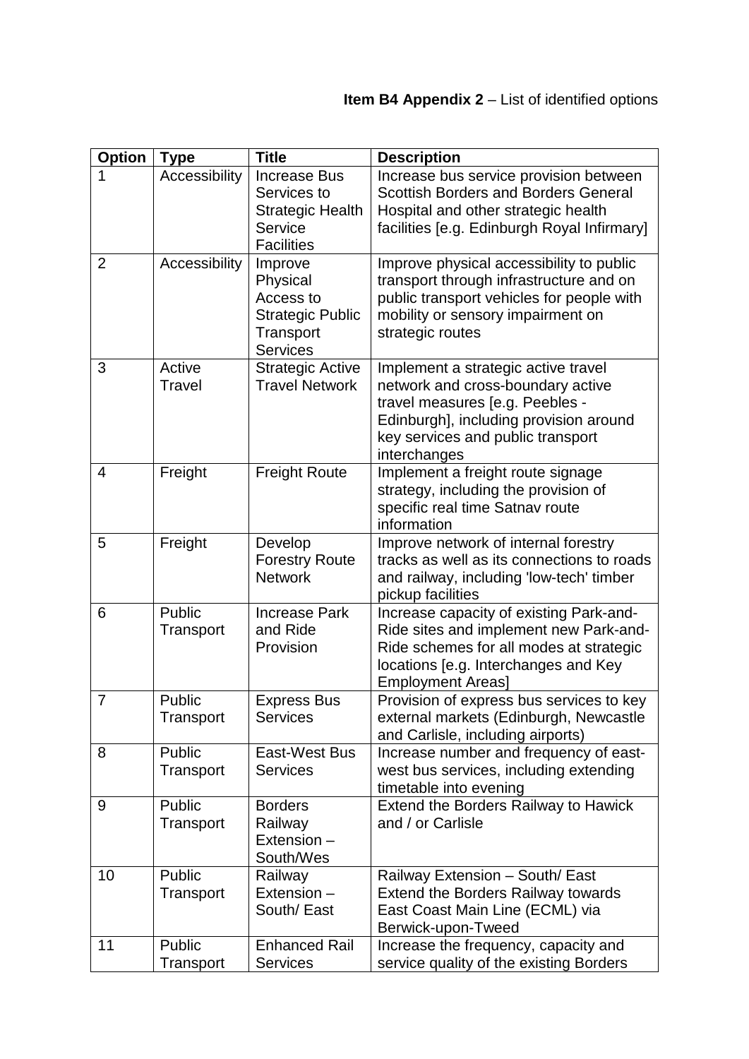**Item B4 Appendix 2** – List of identified options

| Option | Type | Title | Description |
|---|---|---|---|
| 1 | Accessibility | Increase Bus Services to Strategic Health Service Facilities | Increase bus service provision between Scottish Borders and Borders General Hospital and other strategic health facilities [e.g. Edinburgh Royal Infirmary] |
| 2 | Accessibility | Improve Physical Access to Strategic Public Transport Services | Improve physical accessibility to public transport through infrastructure and on public transport vehicles for people with mobility or sensory impairment on strategic routes |
| 3 | Active Travel | Strategic Active Travel Network | Implement a strategic active travel network and cross-boundary active travel measures [e.g. Peebles - Edinburgh], including provision around key services and public transport interchanges |
| 4 | Freight | Freight Route | Implement a freight route signage strategy, including the provision of specific real time Satnav route information |
| 5 | Freight | Develop Forestry Route Network | Improve network of internal forestry tracks as well as its connections to roads and railway, including 'low-tech' timber pickup facilities |
| 6 | Public Transport | Increase Park and Ride Provision | Increase capacity of existing Park-and-Ride sites and implement new Park-and-Ride schemes for all modes at strategic locations [e.g. Interchanges and Key Employment Areas] |
| 7 | Public Transport | Express Bus Services | Provision of express bus services to key external markets (Edinburgh, Newcastle and Carlisle, including airports) |
| 8 | Public Transport | East-West Bus Services | Increase number and frequency of east-west bus services, including extending timetable into evening |
| 9 | Public Transport | Borders Railway Extension – South/Wes | Extend the Borders Railway to Hawick and / or Carlisle |
| 10 | Public Transport | Railway Extension – South/ East | Railway Extension – South/ East Extend the Borders Railway towards East Coast Main Line (ECML) via Berwick-upon-Tweed |
| 11 | Public Transport | Enhanced Rail Services | Increase the frequency, capacity and service quality of the existing Borders |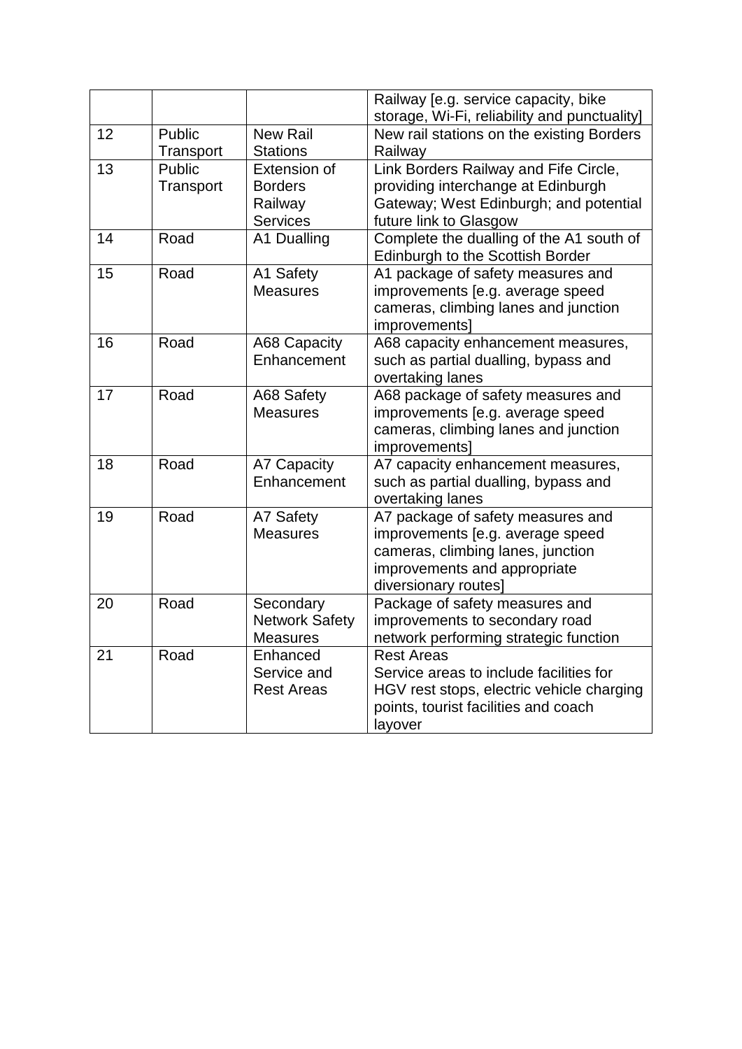| | | | |
|---|---|---|---|
| | | | Railway [e.g. service capacity, bike storage, Wi-Fi, reliability and punctuality] |
| 12 | Public Transport | New Rail Stations | New rail stations on the existing Borders Railway |
| 13 | Public Transport | Extension of Borders Railway Services | Link Borders Railway and Fife Circle, providing interchange at Edinburgh Gateway; West Edinburgh; and potential future link to Glasgow |
| 14 | Road | A1 Dualling | Complete the dualling of the A1 south of Edinburgh to the Scottish Border |
| 15 | Road | A1 Safety Measures | A1 package of safety measures and improvements [e.g. average speed cameras, climbing lanes and junction improvements] |
| 16 | Road | A68 Capacity Enhancement | A68 capacity enhancement measures, such as partial dualling, bypass and overtaking lanes |
| 17 | Road | A68 Safety Measures | A68 package of safety measures and improvements [e.g. average speed cameras, climbing lanes and junction improvements] |
| 18 | Road | A7 Capacity Enhancement | A7 capacity enhancement measures, such as partial dualling, bypass and overtaking lanes |
| 19 | Road | A7 Safety Measures | A7 package of safety measures and improvements [e.g. average speed cameras, climbing lanes, junction improvements and appropriate diversionary routes] |
| 20 | Road | Secondary Network Safety Measures | Package of safety measures and improvements to secondary road network performing strategic function |
| 21 | Road | Enhanced Service and Rest Areas | Rest Areas Service areas to include facilities for HGV rest stops, electric vehicle charging points, tourist facilities and coach layover |